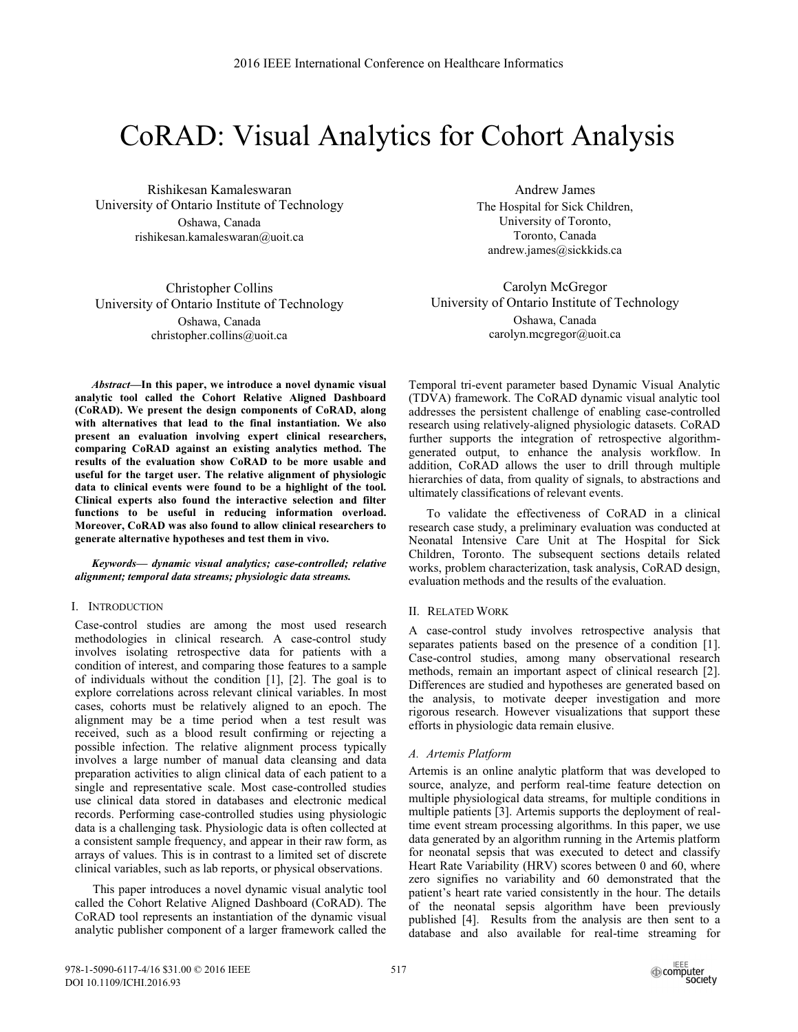# CoRAD: Visual Analytics for Cohort Analysis

Rishikesan Kamaleswaran
University of Ontario Institute of Technology
Oshawa, Canada
rishikesan.kamaleswaran@uoit.ca

Andrew James
The Hospital for Sick Children,
University of Toronto,
Toronto, Canada
andrew.james@sickkids.ca

Christopher Collins
University of Ontario Institute of Technology
Oshawa, Canada
christopher.collins@uoit.ca

Carolyn McGregor
University of Ontario Institute of Technology
Oshawa, Canada
carolyn.mcgregor@uoit.ca

***Abstract*—In this paper, we introduce a novel dynamic visual analytic tool called the Cohort Relative Aligned Dashboard (CoRAD). We present the design components of CoRAD, along with alternatives that lead to the final instantiation. We also present an evaluation involving expert clinical researchers, comparing CoRAD against an existing analytics method. The results of the evaluation show CoRAD to be more usable and useful for the target user. The relative alignment of physiologic data to clinical events were found to be a highlight of the tool. Clinical experts also found the interactive selection and filter functions to be useful in reducing information overload. Moreover, CoRAD was also found to allow clinical researchers to generate alternative hypotheses and test them in vivo.**

***Keywords— dynamic visual analytics; case-controlled; relative alignment; temporal data streams; physiologic data streams.***

## I. Introduction

Case-control studies are among the most used research methodologies in clinical research. A case-control study involves isolating retrospective data for patients with a condition of interest, and comparing those features to a sample of individuals without the condition [1], [2]. The goal is to explore correlations across relevant clinical variables. In most cases, cohorts must be relatively aligned to an epoch. The alignment may be a time period when a test result was received, such as a blood result confirming or rejecting a possible infection. The relative alignment process typically involves a large number of manual data cleansing and data preparation activities to align clinical data of each patient to a single and representative scale. Most case-controlled studies use clinical data stored in databases and electronic medical records. Performing case-controlled studies using physiologic data is a challenging task. Physiologic data is often collected at a consistent sample frequency, and appear in their raw form, as arrays of values. This is in contrast to a limited set of discrete clinical variables, such as lab reports, or physical observations.

This paper introduces a novel dynamic visual analytic tool called the Cohort Relative Aligned Dashboard (CoRAD). The CoRAD tool represents an instantiation of the dynamic visual analytic publisher component of a larger framework called the Temporal tri-event parameter based Dynamic Visual Analytic (TDVA) framework. The CoRAD dynamic visual analytic tool addresses the persistent challenge of enabling case-controlled research using relatively-aligned physiologic datasets. CoRAD further supports the integration of retrospective algorithm-generated output, to enhance the analysis workflow. In addition, CoRAD allows the user to drill through multiple hierarchies of data, from quality of signals, to abstractions and ultimately classifications of relevant events.

To validate the effectiveness of CoRAD in a clinical research case study, a preliminary evaluation was conducted at Neonatal Intensive Care Unit at The Hospital for Sick Children, Toronto. The subsequent sections details related works, problem characterization, task analysis, CoRAD design, evaluation methods and the results of the evaluation.

## II. Related Work

A case-control study involves retrospective analysis that separates patients based on the presence of a condition [1]. Case-control studies, among many observational research methods, remain an important aspect of clinical research [2]. Differences are studied and hypotheses are generated based on the analysis, to motivate deeper investigation and more rigorous research. However visualizations that support these efforts in physiologic data remain elusive.

### A. Artemis Platform

Artemis is an online analytic platform that was developed to source, analyze, and perform real-time feature detection on multiple physiological data streams, for multiple conditions in multiple patients [3]. Artemis supports the deployment of real-time event stream processing algorithms. In this paper, we use data generated by an algorithm running in the Artemis platform for neonatal sepsis that was executed to detect and classify Heart Rate Variability (HRV) scores between 0 and 60, where zero signifies no variability and 60 demonstrated that the patient's heart rate varied consistently in the hour. The details of the neonatal sepsis algorithm have been previously published [4]. Results from the analysis are then sent to a database and also available for real-time streaming for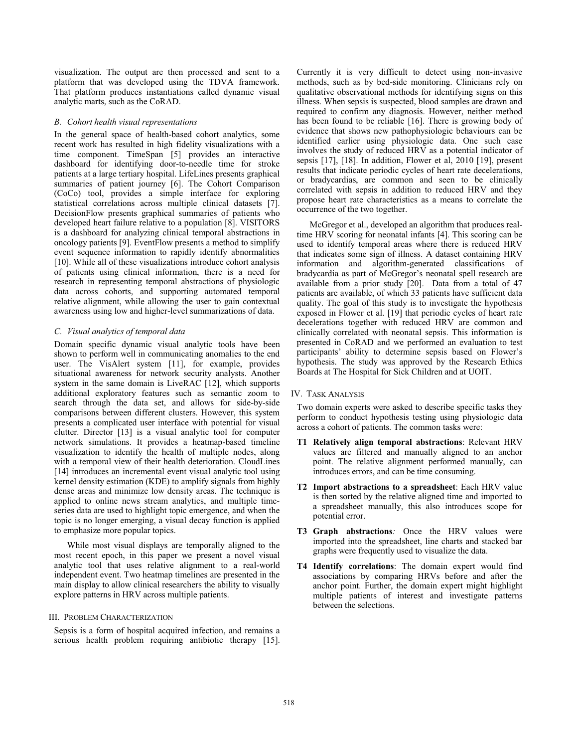visualization. The output are then processed and sent to a platform that was developed using the TDVA framework. That platform produces instantiations called dynamic visual analytic marts, such as the CoRAD.

### *B. Cohort health visual representations*

In the general space of health-based cohort analytics, some recent work has resulted in high fidelity visualizations with a time component. TimeSpan [5] provides an interactive dashboard for identifying door-to-needle time for stroke patients at a large tertiary hospital. LifeLines presents graphical summaries of patient journey [6]. The Cohort Comparison (CoCo) tool, provides a simple interface for exploring statistical correlations across multiple clinical datasets [7]. DecisionFlow presents graphical summaries of patients who developed heart failure relative to a population [8]. VISITORS is a dashboard for analyzing clinical temporal abstractions in oncology patients [9]. EventFlow presents a method to simplify event sequence information to rapidly identify abnormalities [10]. While all of these visualizations introduce cohort analysis of patients using clinical information, there is a need for research in representing temporal abstractions of physiologic data across cohorts, and supporting automated temporal relative alignment, while allowing the user to gain contextual awareness using low and higher-level summarizations of data.

### *C. Visual analytics of temporal data*

Domain specific dynamic visual analytic tools have been shown to perform well in communicating anomalies to the end user. The VisAlert system [11], for example, provides situational awareness for network security analysts. Another system in the same domain is LiveRAC [12], which supports additional exploratory features such as semantic zoom to search through the data set, and allows for side-by-side comparisons between different clusters. However, this system presents a complicated user interface with potential for visual clutter. Director [13] is a visual analytic tool for computer network simulations. It provides a heatmap-based timeline visualization to identify the health of multiple nodes, along with a temporal view of their health deterioration. CloudLines [14] introduces an incremental event visual analytic tool using kernel density estimation (KDE) to amplify signals from highly dense areas and minimize low density areas. The technique is applied to online news stream analytics, and multiple time-series data are used to highlight topic emergence, and when the topic is no longer emerging, a visual decay function is applied to emphasize more popular topics.

While most visual displays are temporally aligned to the most recent epoch, in this paper we present a novel visual analytic tool that uses relative alignment to a real-world independent event. Two heatmap timelines are presented in the main display to allow clinical researchers the ability to visually explore patterns in HRV across multiple patients.

## III. Problem Characterization

Sepsis is a form of hospital acquired infection, and remains a serious health problem requiring antibiotic therapy [15]. Currently it is very difficult to detect using non-invasive methods, such as by bed-side monitoring. Clinicians rely on qualitative observational methods for identifying signs on this illness. When sepsis is suspected, blood samples are drawn and required to confirm any diagnosis. However, neither method has been found to be reliable [16]. There is growing body of evidence that shows new pathophysiologic behaviours can be identified earlier using physiologic data. One such case involves the study of reduced HRV as a potential indicator of sepsis [17], [18]. In addition, Flower et al, 2010 [19], present results that indicate periodic cycles of heart rate decelerations, or bradycardias, are common and seen to be clinically correlated with sepsis in addition to reduced HRV and they propose heart rate characteristics as a means to correlate the occurrence of the two together.

McGregor et al., developed an algorithm that produces real-time HRV scoring for neonatal infants [4]. This scoring can be used to identify temporal areas where there is reduced HRV that indicates some sign of illness. A dataset containing HRV information and algorithm-generated classifications of bradycardia as part of McGregor's neonatal spell research are available from a prior study [20]. Data from a total of 47 patients are available, of which 33 patients have sufficient data quality. The goal of this study is to investigate the hypothesis exposed in Flower et al. [19] that periodic cycles of heart rate decelerations together with reduced HRV are common and clinically correlated with neonatal sepsis. This information is presented in CoRAD and we performed an evaluation to test participants' ability to determine sepsis based on Flower's hypothesis. The study was approved by the Research Ethics Boards at The Hospital for Sick Children and at UOIT.

## IV. Task Analysis

Two domain experts were asked to describe specific tasks they perform to conduct hypothesis testing using physiologic data across a cohort of patients. The common tasks were:

- **T1 Relatively align temporal abstractions**: Relevant HRV values are filtered and manually aligned to an anchor point. The relative alignment performed manually, can introduces errors, and can be time consuming.
- **T2 Import abstractions to a spreadsheet**: Each HRV value is then sorted by the relative aligned time and imported to a spreadsheet manually, this also introduces scope for potential error.
- **T3 Graph abstractions***:* Once the HRV values were imported into the spreadsheet, line charts and stacked bar graphs were frequently used to visualize the data.
- **T4 Identify correlations**: The domain expert would find associations by comparing HRVs before and after the anchor point. Further, the domain expert might highlight multiple patients of interest and investigate patterns between the selections.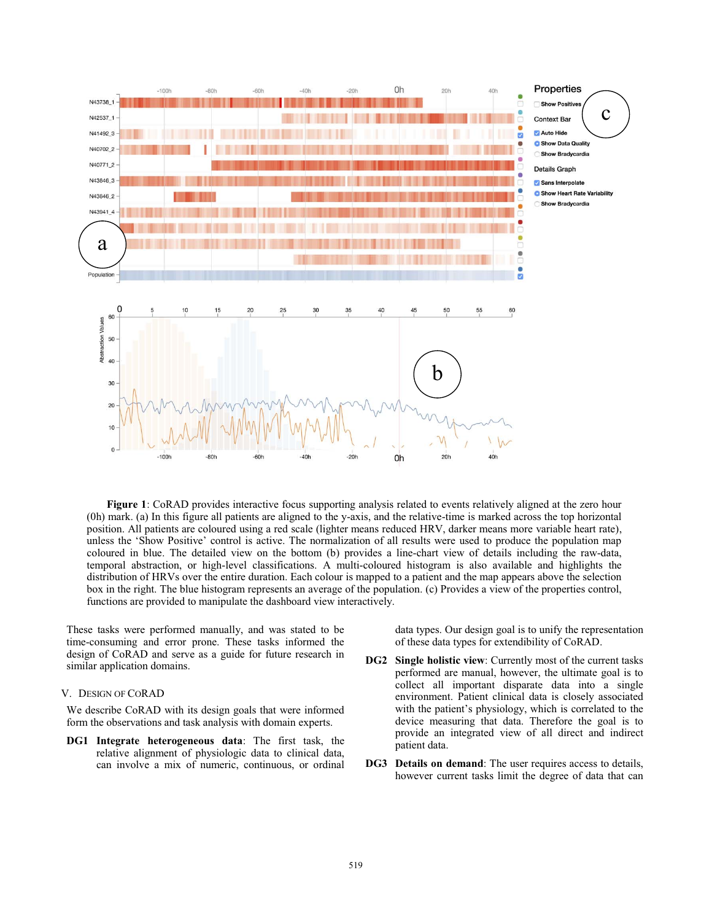**Figure 1**: CoRAD provides interactive focus supporting analysis related to events relatively aligned at the zero hour (0h) mark. (a) In this figure all patients are aligned to the y-axis, and the relative-time is marked across the top horizontal position. All patients are coloured using a red scale (lighter means reduced HRV, darker means more variable heart rate), unless the 'Show Positive' control is active. The normalization of all results were used to produce the population map coloured in blue. The detailed view on the bottom (b) provides a line-chart view of details including the raw-data, temporal abstraction, or high-level classifications. A multi-coloured histogram is also available and highlights the distribution of HRVs over the entire duration. Each colour is mapped to a patient and the map appears above the selection box in the right. The blue histogram represents an average of the population. (c) Provides a view of the properties control, functions are provided to manipulate the dashboard view interactively.

These tasks were performed manually, and was stated to be time-consuming and error prone. These tasks informed the design of CoRAD and serve as a guide for future research in similar application domains.

## V. Design of CoRAD

We describe CoRAD with its design goals that were informed form the observations and task analysis with domain experts.

**DG1 Integrate heterogeneous data**: The first task, the relative alignment of physiologic data to clinical data, can involve a mix of numeric, continuous, or ordinal data types. Our design goal is to unify the representation of these data types for extendibility of CoRAD.

**DG2 Single holistic view**: Currently most of the current tasks performed are manual, however, the ultimate goal is to collect all important disparate data into a single environment. Patient clinical data is closely associated with the patient's physiology, which is correlated to the device measuring that data. Therefore the goal is to provide an integrated view of all direct and indirect patient data.

**DG3 Details on demand**: The user requires access to details, however current tasks limit the degree of data that can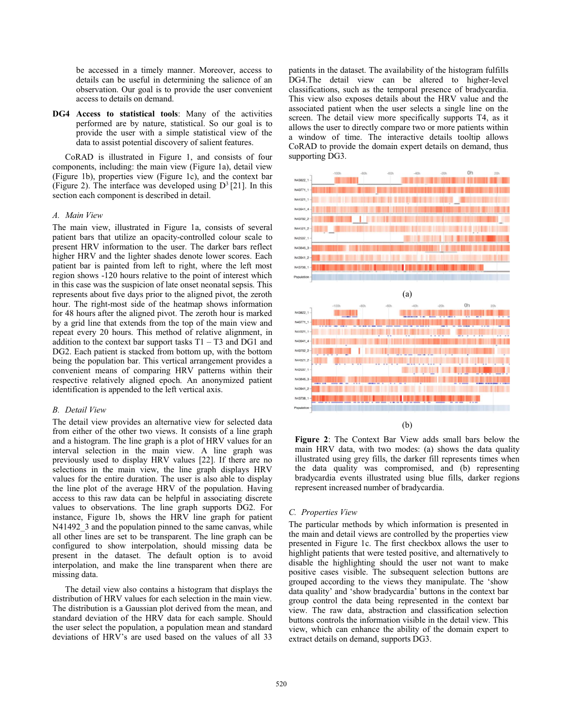be accessed in a timely manner. Moreover, access to details can be useful in determining the salience of an observation. Our goal is to provide the user convenient access to details on demand.

**DG4 Access to statistical tools**: Many of the activities performed are by nature, statistical. So our goal is to provide the user with a simple statistical view of the data to assist potential discovery of salient features.

CoRAD is illustrated in Figure 1, and consists of four components, including: the main view (Figure 1a), detail view (Figure 1b), properties view (Figure 1c), and the context bar (Figure 2). The interface was developed using D[3] [21]. In this section each component is described in detail.

### A. Main View

The main view, illustrated in Figure 1a, consists of several patient bars that utilize an opacity-controlled colour scale to present HRV information to the user. The darker bars reflect higher HRV and the lighter shades denote lower scores. Each patient bar is painted from left to right, where the left most region shows -120 hours relative to the point of interest which in this case was the suspicion of late onset neonatal sepsis. This represents about five days prior to the aligned pivot, the zeroth hour. The right-most side of the heatmap shows information for 48 hours after the aligned pivot. The zeroth hour is marked by a grid line that extends from the top of the main view and repeat every 20 hours. This method of relative alignment, in addition to the context bar support tasks T1 – T3 and DG1 and DG2. Each patient is stacked from bottom up, with the bottom being the population bar. This vertical arrangement provides a convenient means of comparing HRV patterns within their respective relatively aligned epoch. An anonymized patient identification is appended to the left vertical axis.

### B. Detail View

The detail view provides an alternative view for selected data from either of the other two views. It consists of a line graph and a histogram. The line graph is a plot of HRV values for an interval selection in the main view. A line graph was previously used to display HRV values [22]. If there are no selections in the main view, the line graph displays HRV values for the entire duration. The user is also able to display the line plot of the average HRV of the population. Having access to this raw data can be helpful in associating discrete values to observations. The line graph supports DG2. For instance, Figure 1b, shows the HRV line graph for patient N41492_3 and the population pinned to the same canvas, while all other lines are set to be transparent. The line graph can be configured to show interpolation, should missing data be present in the dataset. The default option is to avoid interpolation, and make the line transparent when there are missing data.

The detail view also contains a histogram that displays the distribution of HRV values for each selection in the main view. The distribution is a Gaussian plot derived from the mean, and standard deviation of the HRV data for each sample. Should the user select the population, a population mean and standard deviations of HRV's are used based on the values of all 33 patients in the dataset. The availability of the histogram fulfills DG4.The detail view can be altered to higher-level classifications, such as the temporal presence of bradycardia. This view also exposes details about the HRV value and the associated patient when the user selects a single line on the screen. The detail view more specifically supports T4, as it allows the user to directly compare two or more patients within a window of time. The interactive details tooltip allows CoRAD to provide the domain expert details on demand, thus supporting DG3.

(a)

(b)

**Figure 2**: The Context Bar View adds small bars below the main HRV data, with two modes: (a) shows the data quality illustrated using grey fills, the darker fill represents times when the data quality was compromised, and (b) representing bradycardia events illustrated using blue fills, darker regions represent increased number of bradycardia.

### C. Properties View

The particular methods by which information is presented in the main and detail views are controlled by the properties view presented in Figure 1c. The first checkbox allows the user to highlight patients that were tested positive, and alternatively to disable the highlighting should the user not want to make positive cases visible. The subsequent selection buttons are grouped according to the views they manipulate. The 'show data quality' and 'show bradycardia' buttons in the context bar group control the data being represented in the context bar view. The raw data, abstraction and classification selection buttons controls the information visible in the detail view. This view, which can enhance the ability of the domain expert to extract details on demand, supports DG3.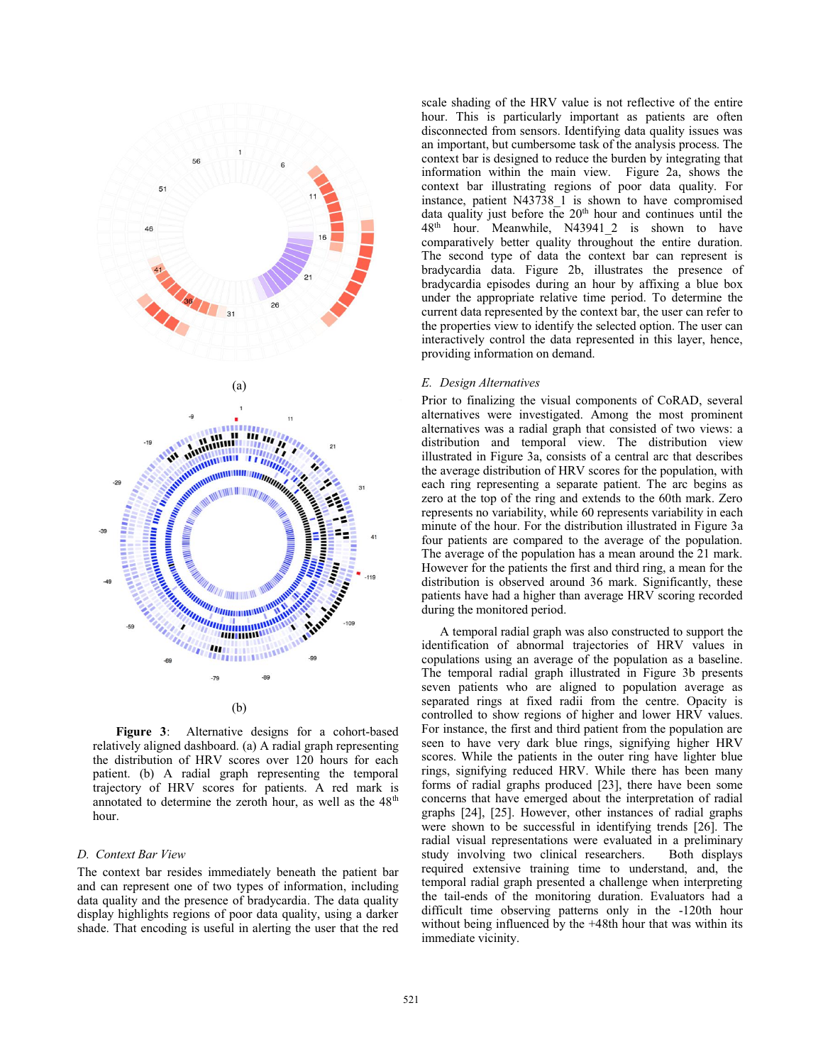(a)

(b)

**Figure 3**: Alternative designs for a cohort-based relatively aligned dashboard. (a) A radial graph representing the distribution of HRV scores over 120 hours for each patient. (b) A radial graph representing the temporal trajectory of HRV scores for patients. A red mark is annotated to determine the zeroth hour, as well as the 48th hour.

### *D. Context Bar View*

The context bar resides immediately beneath the patient bar and can represent one of two types of information, including data quality and the presence of bradycardia. The data quality display highlights regions of poor data quality, using a darker shade. That encoding is useful in alerting the user that the red scale shading of the HRV value is not reflective of the entire hour. This is particularly important as patients are often disconnected from sensors. Identifying data quality issues was an important, but cumbersome task of the analysis process. The context bar is designed to reduce the burden by integrating that information within the main view. Figure 2a, shows the context bar illustrating regions of poor data quality. For instance, patient N43738_1 is shown to have compromised data quality just before the 20th hour and continues until the 48th hour. Meanwhile, N43941_2 is shown to have comparatively better quality throughout the entire duration. The second type of data the context bar can represent is bradycardia data. Figure 2b, illustrates the presence of bradycardia episodes during an hour by affixing a blue box under the appropriate relative time period. To determine the current data represented by the context bar, the user can refer to the properties view to identify the selected option. The user can interactively control the data represented in this layer, hence, providing information on demand.

### *E. Design Alternatives*

Prior to finalizing the visual components of CoRAD, several alternatives were investigated. Among the most prominent alternatives was a radial graph that consisted of two views: a distribution and temporal view. The distribution view illustrated in Figure 3a, consists of a central arc that describes the average distribution of HRV scores for the population, with each ring representing a separate patient. The arc begins as zero at the top of the ring and extends to the 60th mark. Zero represents no variability, while 60 represents variability in each minute of the hour. For the distribution illustrated in Figure 3a four patients are compared to the average of the population. The average of the population has a mean around the 21 mark. However for the patients the first and third ring, a mean for the distribution is observed around 36 mark. Significantly, these patients have had a higher than average HRV scoring recorded during the monitored period.

A temporal radial graph was also constructed to support the identification of abnormal trajectories of HRV values in copulations using an average of the population as a baseline. The temporal radial graph illustrated in Figure 3b presents seven patients who are aligned to population average as separated rings at fixed radii from the centre. Opacity is controlled to show regions of higher and lower HRV values. For instance, the first and third patient from the population are seen to have very dark blue rings, signifying higher HRV scores. While the patients in the outer ring have lighter blue rings, signifying reduced HRV. While there has been many forms of radial graphs produced [23], there have been some concerns that have emerged about the interpretation of radial graphs [24], [25]. However, other instances of radial graphs were shown to be successful in identifying trends [26]. The radial visual representations were evaluated in a preliminary study involving two clinical researchers. Both displays required extensive training time to understand, and, the temporal radial graph presented a challenge when interpreting the tail-ends of the monitoring duration. Evaluators had a difficult time observing patterns only in the -120th hour without being influenced by the +48th hour that was within its immediate vicinity.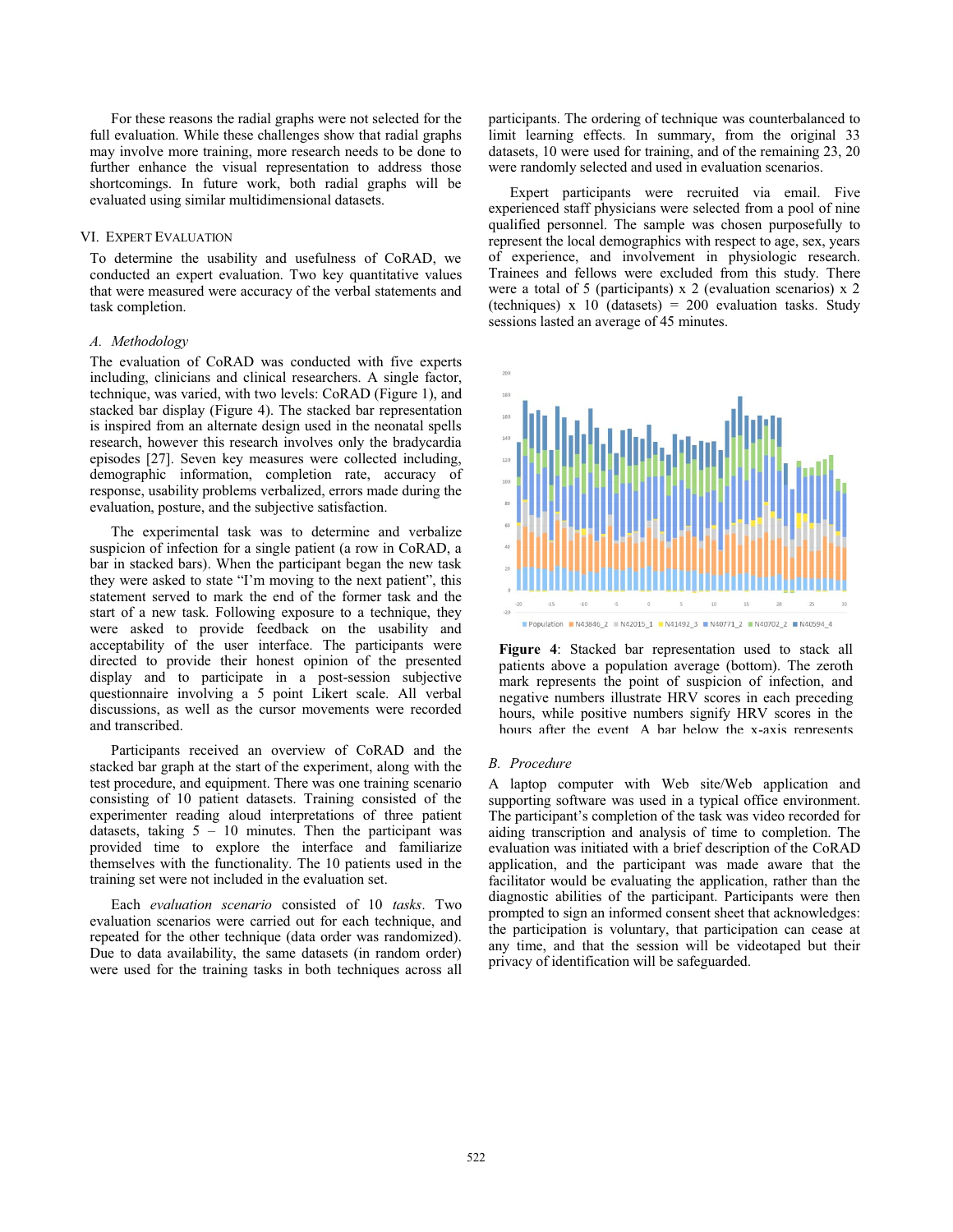For these reasons the radial graphs were not selected for the full evaluation. While these challenges show that radial graphs may involve more training, more research needs to be done to further enhance the visual representation to address those shortcomings. In future work, both radial graphs will be evaluated using similar multidimensional datasets.

## VI. Expert Evaluation

To determine the usability and usefulness of CoRAD, we conducted an expert evaluation. Two key quantitative values that were measured were accuracy of the verbal statements and task completion.

### A. Methodology

The evaluation of CoRAD was conducted with five experts including, clinicians and clinical researchers. A single factor, technique, was varied, with two levels: CoRAD (Figure 1), and stacked bar display (Figure 4). The stacked bar representation is inspired from an alternate design used in the neonatal spells research, however this research involves only the bradycardia episodes [27]. Seven key measures were collected including, demographic information, completion rate, accuracy of response, usability problems verbalized, errors made during the evaluation, posture, and the subjective satisfaction.

The experimental task was to determine and verbalize suspicion of infection for a single patient (a row in CoRAD, a bar in stacked bars). When the participant began the new task they were asked to state "I'm moving to the next patient", this statement served to mark the end of the former task and the start of a new task. Following exposure to a technique, they were asked to provide feedback on the usability and acceptability of the user interface. The participants were directed to provide their honest opinion of the presented display and to participate in a post-session subjective questionnaire involving a 5 point Likert scale. All verbal discussions, as well as the cursor movements were recorded and transcribed.

Participants received an overview of CoRAD and the stacked bar graph at the start of the experiment, along with the test procedure, and equipment. There was one training scenario consisting of 10 patient datasets. Training consisted of the experimenter reading aloud interpretations of three patient datasets, taking 5 – 10 minutes. Then the participant was provided time to explore the interface and familiarize themselves with the functionality. The 10 patients used in the training set were not included in the evaluation set.

Each *evaluation scenario* consisted of 10 *tasks*. Two evaluation scenarios were carried out for each technique, and repeated for the other technique (data order was randomized). Due to data availability, the same datasets (in random order) were used for the training tasks in both techniques across all participants. The ordering of technique was counterbalanced to limit learning effects. In summary, from the original 33 datasets, 10 were used for training, and of the remaining 23, 20 were randomly selected and used in evaluation scenarios.

Expert participants were recruited via email. Five experienced staff physicians were selected from a pool of nine qualified personnel. The sample was chosen purposefully to represent the local demographics with respect to age, sex, years of experience, and involvement in physiologic research. Trainees and fellows were excluded from this study. There were a total of 5 (participants) x 2 (evaluation scenarios) x 2 (techniques) x 10 (datasets) = 200 evaluation tasks. Study sessions lasted an average of 45 minutes.

**Figure 4**: Stacked bar representation used to stack all patients above a population average (bottom). The zeroth mark represents the point of suspicion of infection, and negative numbers illustrate HRV scores in each preceding hours, while positive numbers signify HRV scores in the hours after the event. A bar below the x-axis represents

### B. Procedure

A laptop computer with Web site/Web application and supporting software was used in a typical office environment. The participant's completion of the task was video recorded for aiding transcription and analysis of time to completion. The evaluation was initiated with a brief description of the CoRAD application, and the participant was made aware that the facilitator would be evaluating the application, rather than the diagnostic abilities of the participant. Participants were then prompted to sign an informed consent sheet that acknowledges: the participation is voluntary, that participation can cease at any time, and that the session will be videotaped but their privacy of identification will be safeguarded.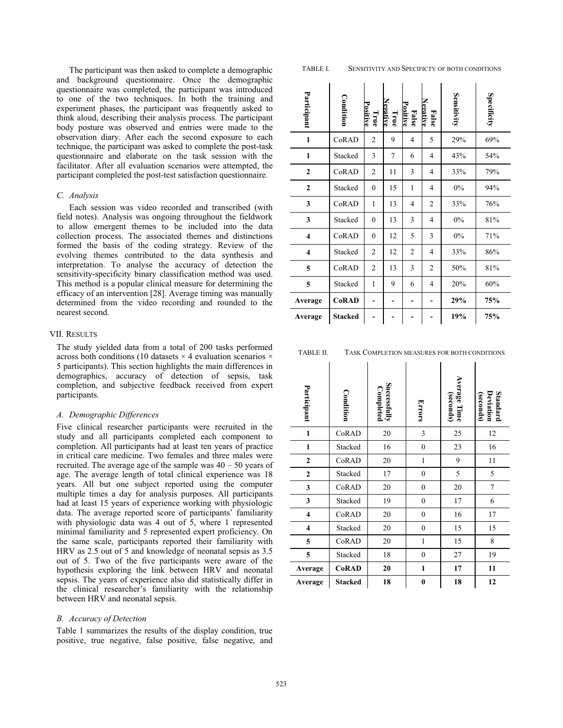The participant was then asked to complete a demographic and background questionnaire. Once the demographic questionnaire was completed, the participant was introduced to one of the two techniques. In both the training and experiment phases, the participant was frequently asked to think aloud, describing their analysis process. The participant body posture was observed and entries were made to the observation diary. After each the second exposure to each technique, the participant was asked to complete the post-task questionnaire and elaborate on the task session with the facilitator. After all evaluation scenarios were attempted, the participant completed the post-test satisfaction questionnaire.

### C. Analysis

Each session was video recorded and transcribed (with field notes). Analysis was ongoing throughout the fieldwork to allow emergent themes to be included into the data collection process. The associated themes and distinctions formed the basis of the coding strategy. Review of the evolving themes contributed to the data synthesis and interpretation. To analyse the accuracy of detection the sensitivity-specificity binary classification method was used. This method is a popular clinical measure for determining the efficacy of an intervention [28]. Average timing was manually determined from the video recording and rounded to the nearest second.

## VII. Results

The study yielded data from a total of 200 tasks performed across both conditions (10 datasets × 4 evaluation scenarios × 5 participants). This section highlights the main differences in demographics, accuracy of detection of sepsis, task completion, and subjective feedback received from expert participants.

### A. Demographic Differences

Five clinical researcher participants were recruited in the study and all participants completed each component to completion. All participants had at least ten years of practice in critical care medicine. Two females and three males were recruited. The average age of the sample was 40 – 50 years of age. The average length of total clinical experience was 18 years. All but one subject reported using the computer multiple times a day for analysis purposes. All participants had at least 15 years of experience working with physiologic data. The average reported score of participants' familiarity with physiologic data was 4 out of 5, where 1 represented minimal familiarity and 5 represented expert proficiency. On the same scale, participants reported their familiarity with HRV as 2.5 out of 5 and knowledge of neonatal sepsis as 3.5 out of 5. Two of the five participants were aware of the hypothesis exploring the link between HRV and neonatal sepsis. The years of experience also did statistically differ in the clinical researcher's familiarity with the relationship between HRV and neonatal sepsis.

### B. Accuracy of Detection

Table 1 summarizes the results of the display condition, true positive, true negative, false positive, false negative, and

TABLE I. Sensitivity and Specificty of both conditions

| Participant | Condition | True Positive | True Negative | False Positive | False Negative | Sensitivity | Specificity |
|---|---|---|---|---|---|---|---|
| **1** | CoRAD | 2 | 9 | 4 | 5 | 29% | 69% |
| **1** | Stacked | 3 | 7 | 6 | 4 | 43% | 54% |
| **2** | CoRAD | 2 | 11 | 3 | 4 | 33% | 79% |
| **2** | Stacked | 0 | 15 | 1 | 4 | 0% | 94% |
| **3** | CoRAD | 1 | 13 | 4 | 2 | 33% | 76% |
| **3** | Stacked | 0 | 13 | 3 | 4 | 0% | 81% |
| **4** | CoRAD | 0 | 12 | 5 | 3 | 0% | 71% |
| **4** | Stacked | 2 | 12 | 2 | 4 | 33% | 86% |
| **5** | CoRAD | 2 | 13 | 3 | 2 | 50% | 81% |
| **5** | Stacked | 1 | 9 | 6 | 4 | 20% | 60% |
| **Average** | **CoRAD** | **-** | **-** | **-** | **-** | **29%** | **75%** |
| **Average** | **Stacked** | **-** | **-** | **-** | **-** | **19%** | **75%** |

TABLE II. Task Completion measures for both conditions

| Participant | Condition | Successfully Completed | Errors | Average Time (seconds) | Standard Deviation (seconds) |
|---|---|---|---|---|---|
| **1** | CoRAD | 20 | 3 | 25 | 12 |
| **1** | Stacked | 16 | 0 | 23 | 16 |
| **2** | CoRAD | 20 | 1 | 9 | 11 |
| **2** | Stacked | 17 | 0 | 5 | 5 |
| **3** | CoRAD | 20 | 0 | 20 | 7 |
| **3** | Stacked | 19 | 0 | 17 | 6 |
| **4** | CoRAD | 20 | 0 | 16 | 17 |
| **4** | Stacked | 20 | 0 | 15 | 15 |
| **5** | CoRAD | 20 | 1 | 15 | 8 |
| **5** | Stacked | 18 | 0 | 27 | 19 |
| **Average** | **CoRAD** | **20** | **1** | **17** | **11** |
| **Average** | **Stacked** | **18** | **0** | **18** | **12** |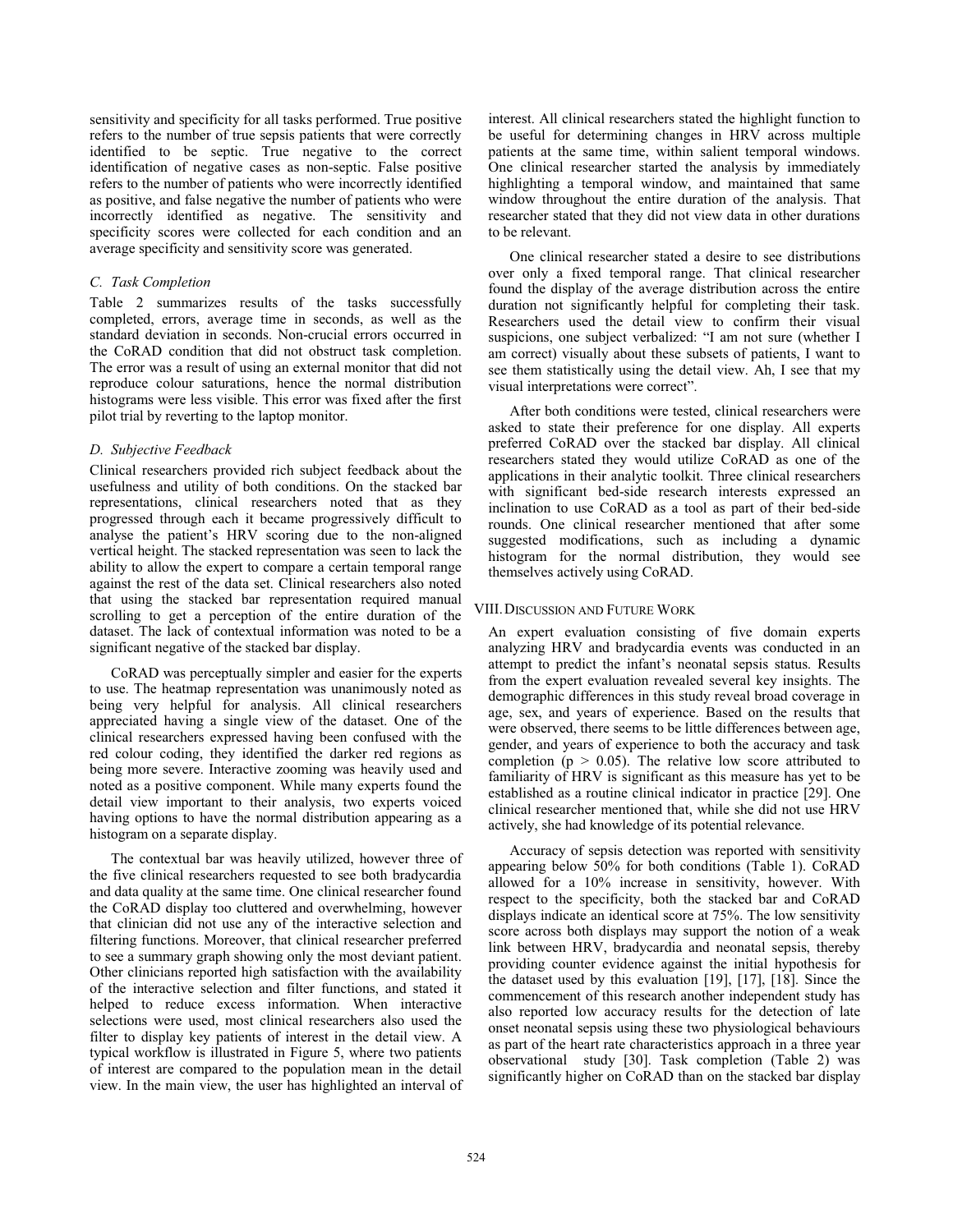sensitivity and specificity for all tasks performed. True positive refers to the number of true sepsis patients that were correctly identified to be septic. True negative to the correct identification of negative cases as non-septic. False positive refers to the number of patients who were incorrectly identified as positive, and false negative the number of patients who were incorrectly identified as negative. The sensitivity and specificity scores were collected for each condition and an average specificity and sensitivity score was generated.

### *C. Task Completion*

Table 2 summarizes results of the tasks successfully completed, errors, average time in seconds, as well as the standard deviation in seconds. Non-crucial errors occurred in the CoRAD condition that did not obstruct task completion. The error was a result of using an external monitor that did not reproduce colour saturations, hence the normal distribution histograms were less visible. This error was fixed after the first pilot trial by reverting to the laptop monitor.

### *D. Subjective Feedback*

Clinical researchers provided rich subject feedback about the usefulness and utility of both conditions. On the stacked bar representations, clinical researchers noted that as they progressed through each it became progressively difficult to analyse the patient's HRV scoring due to the non-aligned vertical height. The stacked representation was seen to lack the ability to allow the expert to compare a certain temporal range against the rest of the data set. Clinical researchers also noted that using the stacked bar representation required manual scrolling to get a perception of the entire duration of the dataset. The lack of contextual information was noted to be a significant negative of the stacked bar display.

CoRAD was perceptually simpler and easier for the experts to use. The heatmap representation was unanimously noted as being very helpful for analysis. All clinical researchers appreciated having a single view of the dataset. One of the clinical researchers expressed having been confused with the red colour coding, they identified the darker red regions as being more severe. Interactive zooming was heavily used and noted as a positive component. While many experts found the detail view important to their analysis, two experts voiced having options to have the normal distribution appearing as a histogram on a separate display.

The contextual bar was heavily utilized, however three of the five clinical researchers requested to see both bradycardia and data quality at the same time. One clinical researcher found the CoRAD display too cluttered and overwhelming, however that clinician did not use any of the interactive selection and filtering functions. Moreover, that clinical researcher preferred to see a summary graph showing only the most deviant patient. Other clinicians reported high satisfaction with the availability of the interactive selection and filter functions, and stated it helped to reduce excess information. When interactive selections were used, most clinical researchers also used the filter to display key patients of interest in the detail view. A typical workflow is illustrated in Figure 5, where two patients of interest are compared to the population mean in the detail view. In the main view, the user has highlighted an interval of interest. All clinical researchers stated the highlight function to be useful for determining changes in HRV across multiple patients at the same time, within salient temporal windows. One clinical researcher started the analysis by immediately highlighting a temporal window, and maintained that same window throughout the entire duration of the analysis. That researcher stated that they did not view data in other durations to be relevant.

One clinical researcher stated a desire to see distributions over only a fixed temporal range. That clinical researcher found the display of the average distribution across the entire duration not significantly helpful for completing their task. Researchers used the detail view to confirm their visual suspicions, one subject verbalized: "I am not sure (whether I am correct) visually about these subsets of patients, I want to see them statistically using the detail view. Ah, I see that my visual interpretations were correct".

After both conditions were tested, clinical researchers were asked to state their preference for one display. All experts preferred CoRAD over the stacked bar display. All clinical researchers stated they would utilize CoRAD as one of the applications in their analytic toolkit. Three clinical researchers with significant bed-side research interests expressed an inclination to use CoRAD as a tool as part of their bed-side rounds. One clinical researcher mentioned that after some suggested modifications, such as including a dynamic histogram for the normal distribution, they would see themselves actively using CoRAD.

## VIII. Discussion and Future Work

An expert evaluation consisting of five domain experts analyzing HRV and bradycardia events was conducted in an attempt to predict the infant's neonatal sepsis status. Results from the expert evaluation revealed several key insights. The demographic differences in this study reveal broad coverage in age, sex, and years of experience. Based on the results that were observed, there seems to be little differences between age, gender, and years of experience to both the accuracy and task completion ($p > 0.05$). The relative low score attributed to familiarity of HRV is significant as this measure has yet to be established as a routine clinical indicator in practice [29]. One clinical researcher mentioned that, while she did not use HRV actively, she had knowledge of its potential relevance.

Accuracy of sepsis detection was reported with sensitivity appearing below 50% for both conditions (Table 1). CoRAD allowed for a 10% increase in sensitivity, however. With respect to the specificity, both the stacked bar and CoRAD displays indicate an identical score at 75%. The low sensitivity score across both displays may support the notion of a weak link between HRV, bradycardia and neonatal sepsis, thereby providing counter evidence against the initial hypothesis for the dataset used by this evaluation [19], [17], [18]. Since the commencement of this research another independent study has also reported low accuracy results for the detection of late onset neonatal sepsis using these two physiological behaviours as part of the heart rate characteristics approach in a three year observational study [30]. Task completion (Table 2) was significantly higher on CoRAD than on the stacked bar display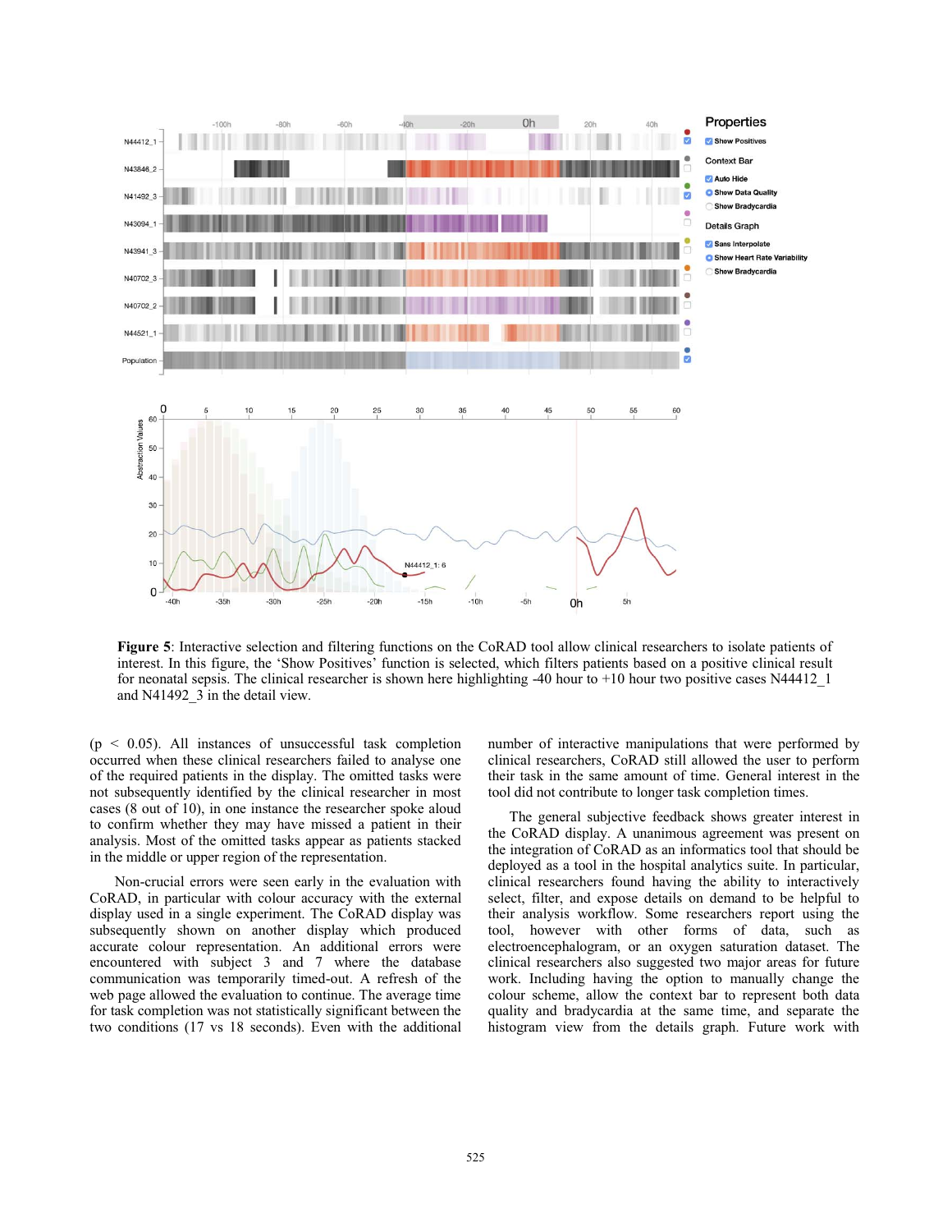**Figure 5**: Interactive selection and filtering functions on the CoRAD tool allow clinical researchers to isolate patients of interest. In this figure, the 'Show Positives' function is selected, which filters patients based on a positive clinical result for neonatal sepsis. The clinical researcher is shown here highlighting -40 hour to +10 hour two positive cases N44412_1 and N41492_3 in the detail view.

($p < 0.05$). All instances of unsuccessful task completion occurred when these clinical researchers failed to analyse one of the required patients in the display. The omitted tasks were not subsequently identified by the clinical researcher in most cases (8 out of 10), in one instance the researcher spoke aloud to confirm whether they may have missed a patient in their analysis. Most of the omitted tasks appear as patients stacked in the middle or upper region of the representation.

Non-crucial errors were seen early in the evaluation with CoRAD, in particular with colour accuracy with the external display used in a single experiment. The CoRAD display was subsequently shown on another display which produced accurate colour representation. An additional errors were encountered with subject 3 and 7 where the database communication was temporarily timed-out. A refresh of the web page allowed the evaluation to continue. The average time for task completion was not statistically significant between the two conditions (17 vs 18 seconds). Even with the additional number of interactive manipulations that were performed by clinical researchers, CoRAD still allowed the user to perform their task in the same amount of time. General interest in the tool did not contribute to longer task completion times.

The general subjective feedback shows greater interest in the CoRAD display. A unanimous agreement was present on the integration of CoRAD as an informatics tool that should be deployed as a tool in the hospital analytics suite. In particular, clinical researchers found having the ability to interactively select, filter, and expose details on demand to be helpful to their analysis workflow. Some researchers report using the tool, however with other forms of data, such as electroencephalogram, or an oxygen saturation dataset. The clinical researchers also suggested two major areas for future work. Including having the option to manually change the colour scheme, allow the context bar to represent both data quality and bradycardia at the same time, and separate the histogram view from the details graph. Future work with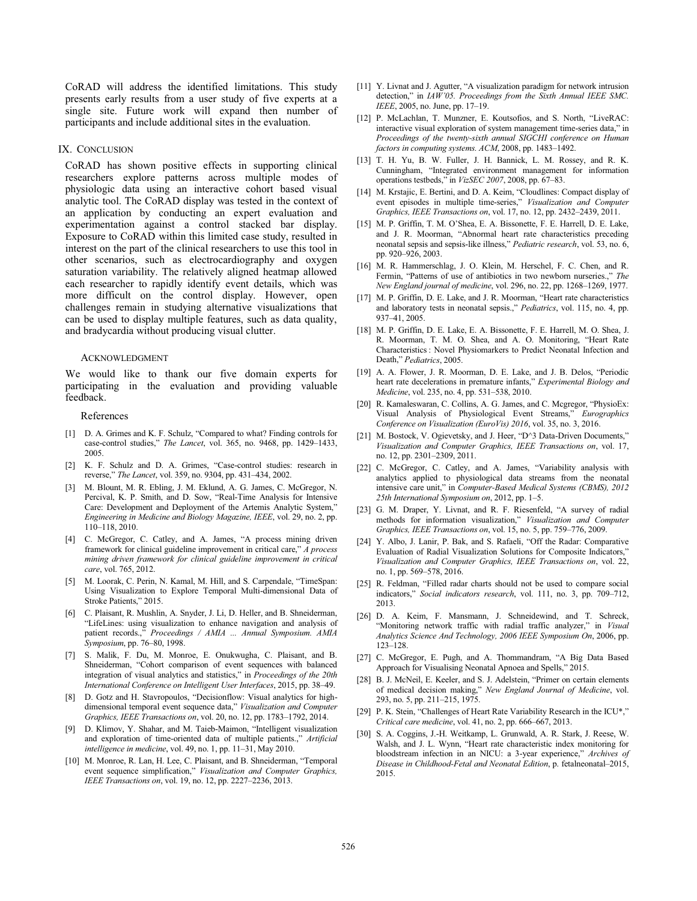CoRAD will address the identified limitations. This study presents early results from a user study of five experts at a single site. Future work will expand then number of participants and include additional sites in the evaluation.

## IX. Conclusion

CoRAD has shown positive effects in supporting clinical researchers explore patterns across multiple modes of physiologic data using an interactive cohort based visual analytic tool. The CoRAD display was tested in the context of an application by conducting an expert evaluation and experimentation against a control stacked bar display. Exposure to CoRAD within this limited case study, resulted in interest on the part of the clinical researchers to use this tool in other scenarios, such as electrocardiography and oxygen saturation variability. The relatively aligned heatmap allowed each researcher to rapidly identify event details, which was more difficult on the control display. However, open challenges remain in studying alternative visualizations that can be used to display multiple features, such as data quality, and bradycardia without producing visual clutter.

## Acknowledgment

We would like to thank our five domain experts for participating in the evaluation and providing valuable feedback.

## References

[1] D. A. Grimes and K. F. Schulz, "Compared to what? Finding controls for case-control studies," *The Lancet*, vol. 365, no. 9468, pp. 1429–1433, 2005.

[2] K. F. Schulz and D. A. Grimes, "Case-control studies: research in reverse," *The Lancet*, vol. 359, no. 9304, pp. 431–434, 2002.

[3] M. Blount, M. R. Ebling, J. M. Eklund, A. G. James, C. McGregor, N. Percival, K. P. Smith, and D. Sow, "Real-Time Analysis for Intensive Care: Development and Deployment of the Artemis Analytic System," *Engineering in Medicine and Biology Magazine, IEEE*, vol. 29, no. 2, pp. 110–118, 2010.

[4] C. McGregor, C. Catley, and A. James, "A process mining driven framework for clinical guideline improvement in critical care," *A process mining driven framework for clinical guideline improvement in critical care*, vol. 765, 2012.

[5] M. Loorak, C. Perin, N. Kamal, M. Hill, and S. Carpendale, "TimeSpan: Using Visualization to Explore Temporal Multi-dimensional Data of Stroke Patients," 2015.

[6] C. Plaisant, R. Mushlin, A. Snyder, J. Li, D. Heller, and B. Shneiderman, "LifeLines: using visualization to enhance navigation and analysis of patient records.," *Proceedings / AMIA ... Annual Symposium. AMIA Symposium*, pp. 76–80, 1998.

[7] S. Malik, F. Du, M. Monroe, E. Onukwugha, C. Plaisant, and B. Shneiderman, "Cohort comparison of event sequences with balanced integration of visual analytics and statistics," in *Proceedings of the 20th International Conference on Intelligent User Interfaces*, 2015, pp. 38–49.

[8] D. Gotz and H. Stavropoulos, "Decisionflow: Visual analytics for high-dimensional temporal event sequence data," *Visualization and Computer Graphics, IEEE Transactions on*, vol. 20, no. 12, pp. 1783–1792, 2014.

[9] D. Klimov, Y. Shahar, and M. Taieb-Maimon, "Intelligent visualization and exploration of time-oriented data of multiple patients.," *Artificial intelligence in medicine*, vol. 49, no. 1, pp. 11–31, May 2010.

[10] M. Monroe, R. Lan, H. Lee, C. Plaisant, and B. Shneiderman, "Temporal event sequence simplification," *Visualization and Computer Graphics, IEEE Transactions on*, vol. 19, no. 12, pp. 2227–2236, 2013.

[11] Y. Livnat and J. Agutter, "A visualization paradigm for network intrusion detection," in *IAW'05. Proceedings from the Sixth Annual IEEE SMC. IEEE*, 2005, no. June, pp. 17–19.

[12] P. McLachlan, T. Munzner, E. Koutsofios, and S. North, "LiveRAC: interactive visual exploration of system management time-series data," in *Proceedings of the twenty-sixth annual SIGCHI conference on Human factors in computing systems. ACM*, 2008, pp. 1483–1492.

[13] T. H. Yu, B. W. Fuller, J. H. Bannick, L. M. Rossey, and R. K. Cunningham, "Integrated environment management for information operations testbeds," in *VizSEC 2007*, 2008, pp. 67–83.

[14] M. Krstajic, E. Bertini, and D. A. Keim, "Cloudlines: Compact display of event episodes in multiple time-series," *Visualization and Computer Graphics, IEEE Transactions on*, vol. 17, no. 12, pp. 2432–2439, 2011.

[15] M. P. Griffin, T. M. O'Shea, E. A. Bissonette, F. E. Harrell, D. E. Lake, and J. R. Moorman, "Abnormal heart rate characteristics preceding neonatal sepsis and sepsis-like illness," *Pediatric research*, vol. 53, no. 6, pp. 920–926, 2003.

[16] M. R. Hammerschlag, J. O. Klein, M. Herschel, F. C. Chen, and R. Fermin, "Patterns of use of antibiotics in two newborn nurseries.," *The New England journal of medicine*, vol. 296, no. 22, pp. 1268–1269, 1977.

[17] M. P. Griffin, D. E. Lake, and J. R. Moorman, "Heart rate characteristics and laboratory tests in neonatal sepsis.," *Pediatrics*, vol. 115, no. 4, pp. 937–41, 2005.

[18] M. P. Griffin, D. E. Lake, E. A. Bissonette, F. E. Harrell, M. O. Shea, J. R. Moorman, T. M. O. Shea, and A. O. Monitoring, "Heart Rate Characteristics : Novel Physiomarkers to Predict Neonatal Infection and Death," *Pediatrics*, 2005.

[19] A. A. Flower, J. R. Moorman, D. E. Lake, and J. B. Delos, "Periodic heart rate decelerations in premature infants," *Experimental Biology and Medicine*, vol. 235, no. 4, pp. 531–538, 2010.

[20] R. Kamaleswaran, C. Collins, A. G. James, and C. Mcgregor, "PhysioEx: Visual Analysis of Physiological Event Streams," *Eurographics Conference on Visualization (EuroVis) 2016*, vol. 35, no. 3, 2016.

[21] M. Bostock, V. Ogievetsky, and J. Heer, "D^3 Data-Driven Documents," *Visualization and Computer Graphics, IEEE Transactions on*, vol. 17, no. 12, pp. 2301–2309, 2011.

[22] C. McGregor, C. Catley, and A. James, "Variability analysis with analytics applied to physiological data streams from the neonatal intensive care unit," in *Computer-Based Medical Systems (CBMS), 2012 25th International Symposium on*, 2012, pp. 1–5.

[23] G. M. Draper, Y. Livnat, and R. F. Riesenfeld, "A survey of radial methods for information visualization," *Visualization and Computer Graphics, IEEE Transactions on*, vol. 15, no. 5, pp. 759–776, 2009.

[24] Y. Albo, J. Lanir, P. Bak, and S. Rafaeli, "Off the Radar: Comparative Evaluation of Radial Visualization Solutions for Composite Indicators," *Visualization and Computer Graphics, IEEE Transactions on*, vol. 22, no. 1, pp. 569–578, 2016.

[25] R. Feldman, "Filled radar charts should not be used to compare social indicators," *Social indicators research*, vol. 111, no. 3, pp. 709–712, 2013.

[26] D. A. Keim, F. Mansmann, J. Schneidewind, and T. Schreck, "Monitoring network traffic with radial traffic analyzer," in *Visual Analytics Science And Technology, 2006 IEEE Symposium On*, 2006, pp. 123–128.

[27] C. McGregor, E. Pugh, and A. Thommandram, "A Big Data Based Approach for Visualising Neonatal Apnoea and Spells," 2015.

[28] B. J. McNeil, E. Keeler, and S. J. Adelstein, "Primer on certain elements of medical decision making," *New England Journal of Medicine*, vol. 293, no. 5, pp. 211–215, 1975.

[29] P. K. Stein, "Challenges of Heart Rate Variability Research in the ICU*," *Critical care medicine*, vol. 41, no. 2, pp. 666–667, 2013.

[30] S. A. Coggins, J.-H. Weitkamp, L. Grunwald, A. R. Stark, J. Reese, W. Walsh, and J. L. Wynn, "Heart rate characteristic index monitoring for bloodstream infection in an NICU: a 3-year experience," *Archives of Disease in Childhood-Fetal and Neonatal Edition*, p. fetalneonatal–2015, 2015.